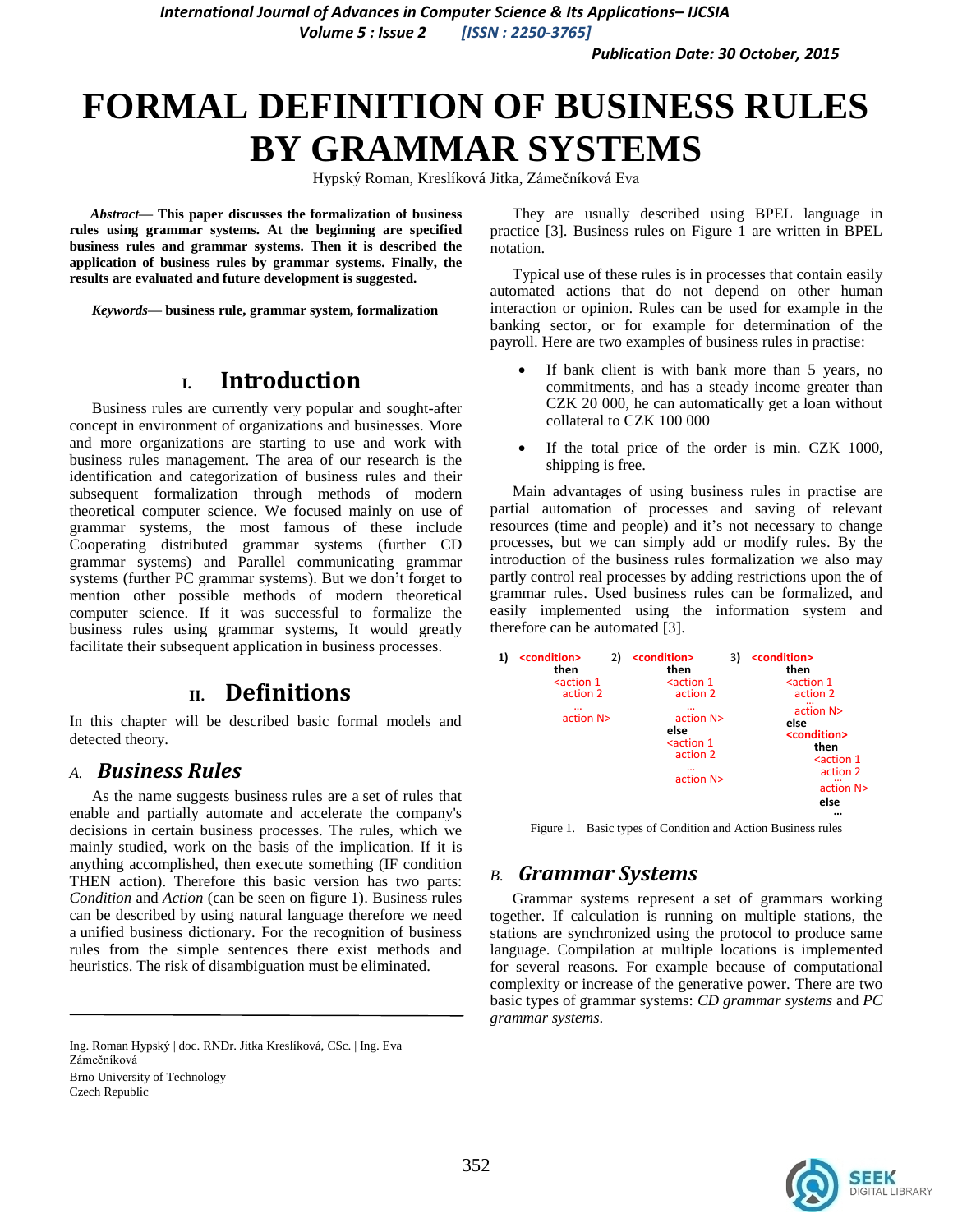# FORMAL DEFINITION OF BUSINESS RULES BY GRAMMAR SYSTEMS

Hypský Roman, Kreslíková Jitka, Zámečníková Eva

***Abstract*— This paper discusses the formalization of business rules using grammar systems. At the beginning are specified business rules and grammar systems. Then it is described the application of business rules by grammar systems. Finally, the results are evaluated and future development is suggested.**

***Keywords*— business rule, grammar system, formalization**

## I. Introduction

Business rules are currently very popular and sought-after concept in environment of organizations and businesses. More and more organizations are starting to use and work with business rules management. The area of our research is the identification and categorization of business rules and their subsequent formalization through methods of modern theoretical computer science. We focused mainly on use of grammar systems, the most famous of these include Cooperating distributed grammar systems (further CD grammar systems) and Parallel communicating grammar systems (further PC grammar systems). But we don't forget to mention other possible methods of modern theoretical computer science. If it was successful to formalize the business rules using grammar systems, It would greatly facilitate their subsequent application in business processes.

## II. Definitions

In this chapter will be described basic formal models and detected theory.

### A. Business Rules

As the name suggests business rules are a set of rules that enable and partially automate and accelerate the company's decisions in certain business processes. The rules, which we mainly studied, work on the basis of the implication. If it is anything accomplished, then execute something (IF condition THEN action). Therefore this basic version has two parts: *Condition* and *Action* (can be seen on figure 1). Business rules can be described by using natural language therefore we need a unified business dictionary. For the recognition of business rules from the simple sentences there exist methods and heuristics. The risk of disambiguation must be eliminated.

They are usually described using BPEL language in practice [3]. Business rules on Figure 1 are written in BPEL notation.

Typical use of these rules is in processes that contain easily automated actions that do not depend on other human interaction or opinion. Rules can be used for example in the banking sector, or for example for determination of the payroll. Here are two examples of business rules in practise:

- If bank client is with bank more than 5 years, no commitments, and has a steady income greater than CZK 20 000, he can automatically get a loan without collateral to CZK 100 000
- If the total price of the order is min. CZK 1000, shipping is free.

Main advantages of using business rules in practise are partial automation of processes and saving of relevant resources (time and people) and it's not necessary to change processes, but we can simply add or modify rules. By the introduction of the business rules formalization we also may partly control real processes by adding restrictions upon the of grammar rules. Used business rules can be formalized, and easily implemented using the information system and therefore can be automated [3].

```
1) <condition>            2) <condition>            3) <condition>
     then                      then                      then
     <action 1                 <action 1                 <action 1
      action 2                  action 2                  action 2
      ...                       ...                       ...
      action N>                 action N>                 action N>
                               else                      else
                               <action 1                 <condition>
                                action 2                   then
                                ...                        <action 1
                                action N>                   action 2
                                                            ...
                                                            action N>
                                                           else
                                                           ...
```

Figure 1. Basic types of Condition and Action Business rules

### B. Grammar Systems

Grammar systems represent a set of grammars working together. If calculation is running on multiple stations, the stations are synchronized using the protocol to produce same language. Compilation at multiple locations is implemented for several reasons. For example because of computational complexity or increase of the generative power. There are two basic types of grammar systems: *CD grammar systems* and *PC grammar systems*.

---

Ing. Roman Hypský | doc. RNDr. Jitka Kreslíková, CSc. | Ing. Eva Zámečníková
Brno University of Technology
Czech Republic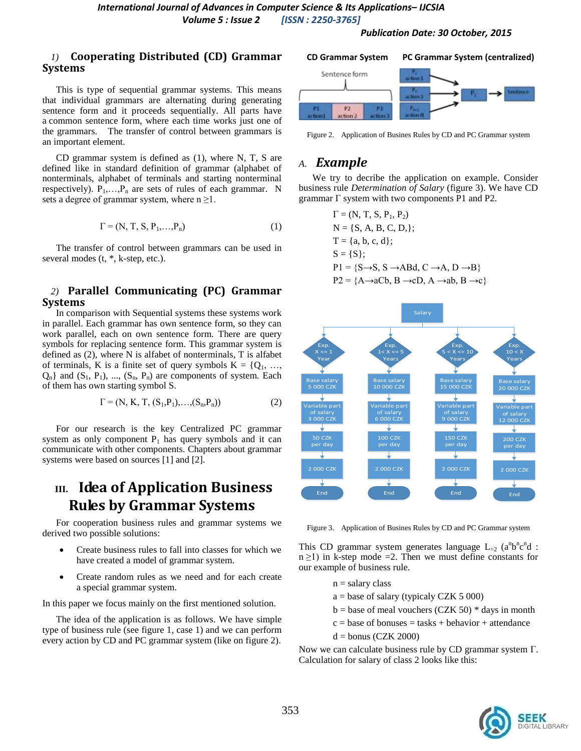### 1) Cooperating Distributed (CD) Grammar Systems

This is type of sequential grammar systems. This means that individual grammars are alternating during generating sentence form and it proceeds sequentially. All parts have a common sentence form, where each time works just one of the grammars. The transfer of control between grammars is an important element.

CD grammar system is defined as (1), where N, T, S are defined like in standard definition of grammar (alphabet of nonterminals, alphabet of terminals and starting nonterminal respectively). $P_1,\ldots,P_n$ are sets of rules of each grammar. N sets a degree of grammar system, where $n \geq 1$.

$$\Gamma = (N, T, S, P_1,\ldots,P_n) \tag{1}$$

The transfer of control between grammars can be used in several modes (t, *, k-step, etc.).

### 2) Parallel Communicating (PC) Grammar Systems

In comparison with Sequential systems these systems work in parallel. Each grammar has own sentence form, so they can work parallel, each on own sentence form. There are query symbols for replacing sentence form. This grammar system is defined as (2), where N is alfabet of nonterminals, T is alfabet of terminals, K is a finite set of query symbols $K = \{Q_1, \ldots, Q_n\}$ and $(S_1, P_1), \ldots, (S_n, P_n)$ are components of system. Each of them has own starting symbol S.

$$\Gamma = (N, K, T, (S_1,P_1),\ldots,(S_n,P_n)) \tag{2}$$

For our research is the key Centralized PC grammar system as only component $P_1$ has query symbols and it can communicate with other components. Chapters about grammar systems were based on sources [1] and [2].

## III. Idea of Application Business Rules by Grammar Systems

For cooperation business rules and grammar systems we derived two possible solutions:

- Create business rules to fall into classes for which we have created a model of grammar system.
- Create random rules as we need and for each create a special grammar system.

In this paper we focus mainly on the first mentioned solution.

The idea of the application is as follows. We have simple type of business rule (see figure 1, case 1) and we can perform every action by CD and PC grammar system (like on figure 2).

Figure 2. Application of Busines Rules by CD and PC Grammar system

### A. *Example*

We try to decribe the application on example. Consider business rule *Determination of Salary* (figure 3). We have CD grammar Γ system with two components P1 and P2.

$\Gamma = (N, T, S, P_1, P_2)$

$N = \{S, A, B, C, D,\};$

$T = \{a, b, c, d\};$

$S = \{S\};$

$P1 = \{S \rightarrow S,\ S \rightarrow ABd,\ C \rightarrow A,\ D \rightarrow B\}$

$P2 = \{A \rightarrow aCb,\ B \rightarrow cD,\ A \rightarrow ab,\ B \rightarrow c\}$

Figure 3. Application of Busines Rules by CD and PC Grammar system

This CD grammar system generates language $L_{=2}$ $(a^n b^n c^n d : n \geq 1)$ in k-step mode =2. Then we must define constants for our example of business rule.

n = salary class

a = base of salary (typicaly CZK 5 000)

b = base of meal vouchers (CZK 50) * days in month

c = base of bonuses = tasks + behavior + attendance

d = bonus (CZK 2000)

Now we can calculate business rule by CD grammar system Γ. Calculation for salary of class 2 looks like this: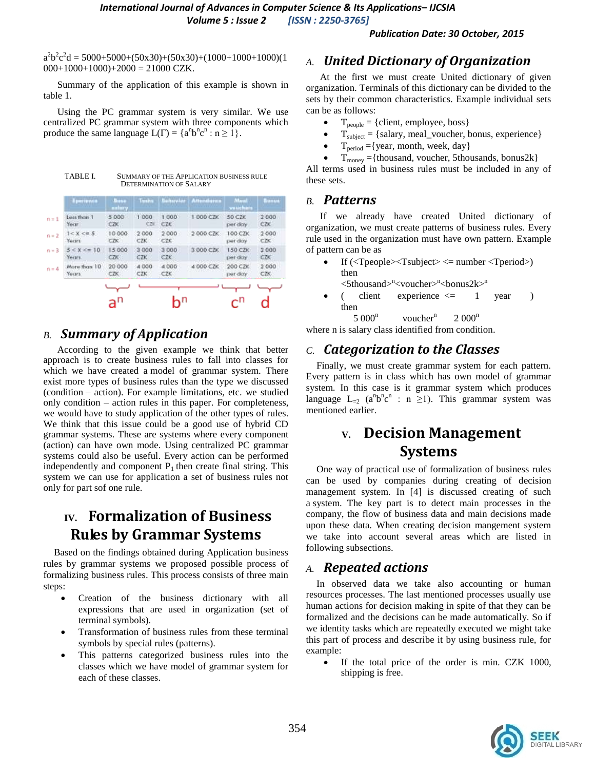$a^2b^2c^2d$ = 5000+5000+(50x30)+(50x30)+(1000+1000+1000)(1 000+1000+1000)+2000 = 21000 CZK.

Summary of the application of this example is shown in table 1.

Using the PC grammar system is very similar. We use centralized PC grammar system with three components which produce the same language $L(\Gamma) = \{a^n b^n c^n : n \geq 1\}$.

TABLE I. SUMMARY OF THE APPLICATION BUSINESS RULE DETERMINATION OF SALARY

| | Eperience | Base salary | Tasks | Behavior | Attendance | Meal vouchers | Bonus |
|---|---|---|---|---|---|---|---|
| n = 1 | Less than 1 Year | 5 000 CZK | 1 000 CZK | 1 000 CZK | 1 000 CZK | 50 CZK per day | 2 000 CZK |
| n = 2 | 1 < X <= 5 Years | 10 000 CZK | 2 000 CZK | 2 000 CZK | 2 000 CZK | 100 CZK per day | 2 000 CZK |
| n = 3 | 5 < X <= 10 Years | 15 000 CZK | 3 000 CZK | 3 000 CZK | 3 000 CZK | 150 CZK per day | 2 000 CZK |
| n = 4 | More than 10 Years | 20 000 CZK | 4 000 CZK | 4 000 CZK | 4 000 CZK | 200 CZK per day | 2 000 CZK |
| | | $a^n$ | $b^n$ | | | $c^n$ | $d$ |

### B. Summary of Application

According to the given example we think that better approach is to create business rules to fall into classes for which we have created a model of grammar system. There exist more types of business rules than the type we discussed (condition – action). For example limitations, etc. we studied only condition – action rules in this paper. For completeness, we would have to study application of the other types of rules. We think that this issue could be a good use of hybrid CD grammar systems. These are systems where every component (action) can have own mode. Using centralized PC grammar systems could also be useful. Every action can be performed independently and component $P_1$ then create final string. This system we can use for application a set of business rules not only for part sof one rule.

## IV. Formalization of Business Rules by Grammar Systems

Based on the findings obtained during Application business rules by grammar systems we proposed possible process of formalizing business rules. This process consists of three main steps:

- Creation of the business dictionary with all expressions that are used in organization (set of terminal symbols).
- Transformation of business rules from these terminal symbols by special rules (patterns).
- This patterns categorized business rules into the classes which we have model of grammar system for each of these classes.

### A. United Dictionary of Organization

At the first we must create United dictionary of given organization. Terminals of this dictionary can be divided to the sets by their common characteristics. Example individual sets can be as follows:

- $T_{people}$ = {client, employee, boss}
- $T_{subject}$ = {salary, meal_voucher, bonus, experience}
- $T_{period}$ ={year, month, week, day}
- $T_{money}$ ={thousand, voucher, 5thousands, bonus2k}

All terms used in business rules must be included in any of these sets.

### B. Patterns

If we already have created United dictionary of organization, we must create patterns of business rules. Every rule used in the organization must have own pattern. Example of pattern can be as

- If (<Tpeople><Tsubject> <= number <Tperiod>) then <5thousand>$^n$<voucher>$^n$<bonus2k>$^n$
- ( client experience <= 1 year ) then 5 000$^n$ voucher$^n$ 2 000$^n$

where n is salary class identified from condition.

### C. Categorization to the Classes

Finally, we must create grammar system for each pattern. Every pattern is in class which has own model of grammar system. In this case is it grammar system which produces language $L_{=2}$ ($a^n b^n c^n$ : n $\geq$1). This grammar system was mentioned earlier.

## V. Decision Management Systems

One way of practical use of formalization of business rules can be used by companies during creating of decision management system. In [4] is discussed creating of such a system. The key part is to detect main processes in the company, the flow of business data and main decisions made upon these data. When creating decision mangement system we take into account several areas which are listed in following subsections.

### A. Repeated actions

In observed data we take also accounting or human resources processes. The last mentioned processes usually use human actions for decision making in spite of that they can be formalized and the decisions can be made automatically. So if we identity tasks which are repeatedly executed we might take this part of process and describe it by using business rule, for example:

- If the total price of the order is min. CZK 1000, shipping is free.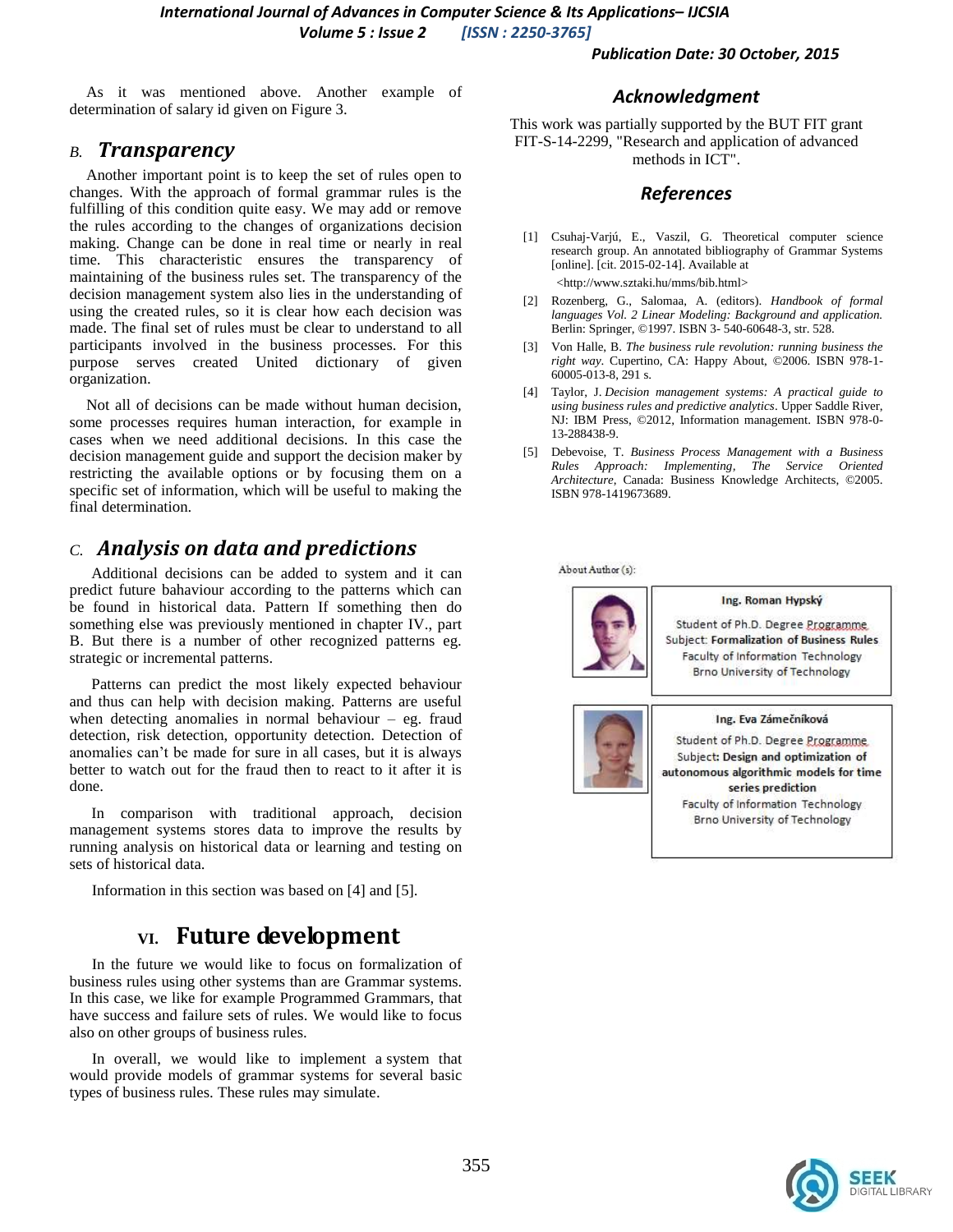As it was mentioned above. Another example of determination of salary id given on Figure 3.

### *B. Transparency*

Another important point is to keep the set of rules open to changes. With the approach of formal grammar rules is the fulfilling of this condition quite easy. We may add or remove the rules according to the changes of organizations decision making. Change can be done in real time or nearly in real time. This characteristic ensures the transparency of maintaining of the business rules set. The transparency of the decision management system also lies in the understanding of using the created rules, so it is clear how each decision was made. The final set of rules must be clear to understand to all participants involved in the business processes. For this purpose serves created United dictionary of given organization.

Not all of decisions can be made without human decision, some processes requires human interaction, for example in cases when we need additional decisions. In this case the decision management guide and support the decision maker by restricting the available options or by focusing them on a specific set of information, which will be useful to making the final determination.

### *C. Analysis on data and predictions*

Additional decisions can be added to system and it can predict future bahaviour according to the patterns which can be found in historical data. Pattern If something then do something else was previously mentioned in chapter IV., part B. But there is a number of other recognized patterns eg. strategic or incremental patterns.

Patterns can predict the most likely expected behaviour and thus can help with decision making. Patterns are useful when detecting anomalies in normal behaviour – eg. fraud detection, risk detection, opportunity detection. Detection of anomalies can't be made for sure in all cases, but it is always better to watch out for the fraud then to react to it after it is done.

In comparison with traditional approach, decision management systems stores data to improve the results by running analysis on historical data or learning and testing on sets of historical data.

Information in this section was based on [4] and [5].

## VI. Future development

In the future we would like to focus on formalization of business rules using other systems than are Grammar systems. In this case, we like for example Programmed Grammars, that have success and failure sets of rules. We would like to focus also on other groups of business rules.

In overall, we would like to implement a system that would provide models of grammar systems for several basic types of business rules. These rules may simulate.

## *Acknowledgment*

This work was partially supported by the BUT FIT grant FIT-S-14-2299, "Research and application of advanced methods in ICT".

## *References*

[1] Csuhaj-Varjú, E., Vaszil, G. Theoretical computer science research group. An annotated bibliography of Grammar Systems [online]. [cit. 2015-02-14]. Available at <http://www.sztaki.hu/mms/bib.html>

[2] Rozenberg, G., Salomaa, A. (editors). *Handbook of formal languages Vol. 2 Linear Modeling: Background and application.* Berlin: Springer, ©1997. ISBN 3- 540-60648-3, str. 528.

[3] Von Halle, B. *The business rule revolution: running business the right way.* Cupertino, CA: Happy About, ©2006. ISBN 978-1-60005-013-8, 291 s.

[4] Taylor, J. *Decision management systems: A practical guide to using business rules and predictive analytics*. Upper Saddle River, NJ: IBM Press, ©2012, Information management. ISBN 978-0-13-288438-9.

[5] Debevoise, T. *Business Process Management with a Business Rules Approach: Implementing, The Service Oriented Architecture*, Canada: Business Knowledge Architects, ©2005. ISBN 978-1419673689.

About Author (s):

**Ing. Roman Hypský**

Student of Ph.D. Degree Programme
Subject: **Formalization of Business Rules**
Faculty of Information Technology
Brno University of Technology

**Ing. Eva Zámečníková**

Student of Ph.D. Degree Programme
Subject: **Design and optimization of autonomous algorithmic models for time series prediction**
Faculty of Information Technology
Brno University of Technology